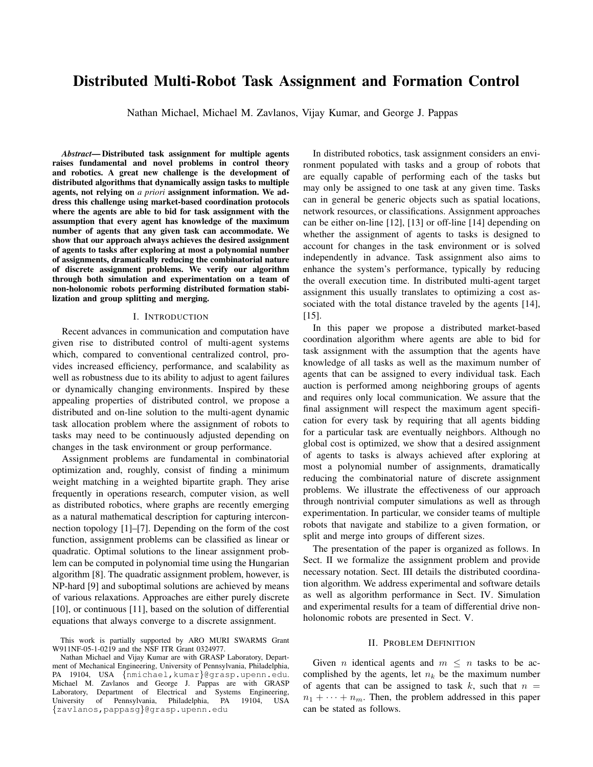# Distributed Multi-Robot Task Assignment and Formation Control

Nathan Michael, Michael M. Zavlanos, Vijay Kumar, and George J. Pappas

***Abstract*— Distributed task assignment for multiple agents raises fundamental and novel problems in control theory and robotics. A great new challenge is the development of distributed algorithms that dynamically assign tasks to multiple agents, not relying on *a priori* assignment information. We address this challenge using market-based coordination protocols where the agents are able to bid for task assignment with the assumption that every agent has knowledge of the maximum number of agents that any given task can accommodate. We show that our approach always achieves the desired assignment of agents to tasks after exploring at most a polynomial number of assignments, dramatically reducing the combinatorial nature of discrete assignment problems. We verify our algorithm through both simulation and experimentation on a team of non-holonomic robots performing distributed formation stabilization and group splitting and merging.**

## I. Introduction

Recent advances in communication and computation have given rise to distributed control of multi-agent systems which, compared to conventional centralized control, provides increased efficiency, performance, and scalability as well as robustness due to its ability to adjust to agent failures or dynamically changing environments. Inspired by these appealing properties of distributed control, we propose a distributed and on-line solution to the multi-agent dynamic task allocation problem where the assignment of robots to tasks may need to be continuously adjusted depending on changes in the task environment or group performance.

Assignment problems are fundamental in combinatorial optimization and, roughly, consist of finding a minimum weight matching in a weighted bipartite graph. They arise frequently in operations research, computer vision, as well as distributed robotics, where graphs are recently emerging as a natural mathematical description for capturing interconnection topology [1]–[7]. Depending on the form of the cost function, assignment problems can be classified as linear or quadratic. Optimal solutions to the linear assignment problem can be computed in polynomial time using the Hungarian algorithm [8]. The quadratic assignment problem, however, is NP-hard [9] and suboptimal solutions are achieved by means of various relaxations. Approaches are either purely discrete [10], or continuous [11], based on the solution of differential equations that always converge to a discrete assignment.

This work is partially supported by ARO MURI SWARMS Grant W911NF-05-1-0219 and the NSF ITR Grant 0324977.

Nathan Michael and Vijay Kumar are with GRASP Laboratory, Department of Mechanical Engineering, University of Pennsylvania, Philadelphia, PA 19104, USA {nmichael,kumar}@grasp.upenn.edu. Michael M. Zavlanos and George J. Pappas are with GRASP Laboratory, Department of Electrical and Systems Engineering, University of Pennsylvania, Philadelphia, PA 19104, USA {zavlanos,pappasg}@grasp.upenn.edu

In distributed robotics, task assignment considers an environment populated with tasks and a group of robots that are equally capable of performing each of the tasks but may only be assigned to one task at any given time. Tasks can in general be generic objects such as spatial locations, network resources, or classifications. Assignment approaches can be either on-line [12], [13] or off-line [14] depending on whether the assignment of agents to tasks is designed to account for changes in the task environment or is solved independently in advance. Task assignment also aims to enhance the system's performance, typically by reducing the overall execution time. In distributed multi-agent target assignment this usually translates to optimizing a cost associated with the total distance traveled by the agents [14], [15].

In this paper we propose a distributed market-based coordination algorithm where agents are able to bid for task assignment with the assumption that the agents have knowledge of all tasks as well as the maximum number of agents that can be assigned to every individual task. Each auction is performed among neighboring groups of agents and requires only local communication. We assure that the final assignment will respect the maximum agent specification for every task by requiring that all agents bidding for a particular task are eventually neighbors. Although no global cost is optimized, we show that a desired assignment of agents to tasks is always achieved after exploring at most a polynomial number of assignments, dramatically reducing the combinatorial nature of discrete assignment problems. We illustrate the effectiveness of our approach through nontrivial computer simulations as well as through experimentation. In particular, we consider teams of multiple robots that navigate and stabilize to a given formation, or split and merge into groups of different sizes.

The presentation of the paper is organized as follows. In Sect. II we formalize the assignment problem and provide necessary notation. Sect. III details the distributed coordination algorithm. We address experimental and software details as well as algorithm performance in Sect. IV. Simulation and experimental results for a team of differential drive non-holonomic robots are presented in Sect. V.

## II. Problem Definition

Given $n$ identical agents and $m \leq n$ tasks to be accomplished by the agents, let $n_k$ be the maximum number of agents that can be assigned to task $k$, such that $n = n_1 + \cdots + n_m$. Then, the problem addressed in this paper can be stated as follows.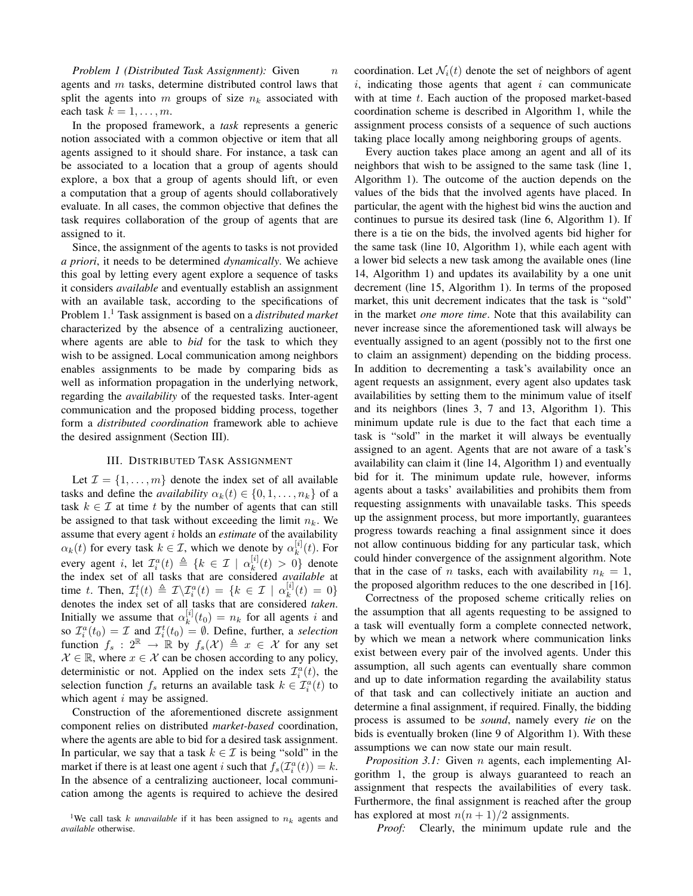*Problem 1 (Distributed Task Assignment):* Given $n$ agents and $m$ tasks, determine distributed control laws that split the agents into $m$ groups of size $n_k$ associated with each task $k = 1, \ldots, m$.

In the proposed framework, a *task* represents a generic notion associated with a common objective or item that all agents assigned to it should share. For instance, a task can be associated to a location that a group of agents should explore, a box that a group of agents should lift, or even a computation that a group of agents should collaboratively evaluate. In all cases, the common objective that defines the task requires collaboration of the group of agents that are assigned to it.

Since, the assignment of the agents to tasks is not provided *a priori*, it needs to be determined *dynamically*. We achieve this goal by letting every agent explore a sequence of tasks it considers *available* and eventually establish an assignment with an available task, according to the specifications of Problem 1.[1] Task assignment is based on a *distributed market* characterized by the absence of a centralizing auctioneer, where agents are able to *bid* for the task to which they wish to be assigned. Local communication among neighbors enables assignments to be made by comparing bids as well as information propagation in the underlying network, regarding the *availability* of the requested tasks. Inter-agent communication and the proposed bidding process, together form a *distributed coordination* framework able to achieve the desired assignment (Section III).

## III. Distributed Task Assignment

Let $\mathcal{I} = \{1, \ldots, m\}$ denote the index set of all available tasks and define the *availability* $\alpha_k(t) \in \{0, 1, \ldots, n_k\}$ of a task $k \in \mathcal{I}$ at time $t$ by the number of agents that can still be assigned to that task without exceeding the limit $n_k$. We assume that every agent $i$ holds an *estimate* of the availability $\alpha_k(t)$ for every task $k \in \mathcal{I}$, which we denote by $\alpha_k^{[i]}(t)$. For every agent $i$, let $\mathcal{I}_i^a(t) \triangleq \{k \in \mathcal{I} \mid \alpha_k^{[i]}(t) > 0\}$ denote the index set of all tasks that are considered *available* at time $t$. Then, $\mathcal{I}_i^t(t) \triangleq \mathcal{I} \backslash \mathcal{I}_i^a(t) = \{k \in \mathcal{I} \mid \alpha_k^{[i]}(t) = 0\}$ denotes the index set of all tasks that are considered *taken*. Initially we assume that $\alpha_k^{[i]}(t_0) = n_k$ for all agents $i$ and so $\mathcal{I}_i^a(t_0) = \mathcal{I}$ and $\mathcal{I}_i^t(t_0) = \emptyset$. Define, further, a *selection* function $f_s : 2^{\mathbb{R}} \rightarrow \mathbb{R}$ by $f_s(\mathcal{X}) \triangleq x \in \mathcal{X}$ for any set $\mathcal{X} \in \mathbb{R}$, where $x \in \mathcal{X}$ can be chosen according to any policy, deterministic or not. Applied on the index sets $\mathcal{I}_i^a(t)$, the selection function $f_s$ returns an available task $k \in \mathcal{I}_i^a(t)$ to which agent $i$ may be assigned.

Construction of the aforementioned discrete assignment component relies on distributed *market-based* coordination, where the agents are able to bid for a desired task assignment. In particular, we say that a task $k \in \mathcal{I}$ is being "sold" in the market if there is at least one agent $i$ such that $f_s(\mathcal{I}_i^a(t)) = k$. In the absence of a centralizing auctioneer, local communication among the agents is required to achieve the desired coordination. Let $\mathcal{N}_i(t)$ denote the set of neighbors of agent $i$, indicating those agents that agent $i$ can communicate with at time $t$. Each auction of the proposed market-based coordination scheme is described in Algorithm 1, while the assignment process consists of a sequence of such auctions taking place locally among neighboring groups of agents.

Every auction takes place among an agent and all of its neighbors that wish to be assigned to the same task (line 1, Algorithm 1). The outcome of the auction depends on the values of the bids that the involved agents have placed. In particular, the agent with the highest bid wins the auction and continues to pursue its desired task (line 6, Algorithm 1). If there is a tie on the bids, the involved agents bid higher for the same task (line 10, Algorithm 1), while each agent with a lower bid selects a new task among the available ones (line 14, Algorithm 1) and updates its availability by a one unit decrement (line 15, Algorithm 1). In terms of the proposed market, this unit decrement indicates that the task is "sold" in the market *one more time*. Note that this availability can never increase since the aforementioned task will always be eventually assigned to an agent (possibly not to the first one to claim an assignment) depending on the bidding process. In addition to decrementing a task's availability once an agent requests an assignment, every agent also updates task availabilities by setting them to the minimum value of itself and its neighbors (lines 3, 7 and 13, Algorithm 1). This minimum update rule is due to the fact that each time a task is "sold" in the market it will always be eventually assigned to an agent. Agents that are not aware of a task's availability can claim it (line 14, Algorithm 1) and eventually bid for it. The minimum update rule, however, informs agents about a tasks' availabilities and prohibits them from requesting assignments with unavailable tasks. This speeds up the assignment process, but more importantly, guarantees progress towards reaching a final assignment since it does not allow continuous bidding for any particular task, which could hinder convergence of the assignment algorithm. Note that in the case of $n$ tasks, each with availability $n_k = 1$, the proposed algorithm reduces to the one described in [16].

Correctness of the proposed scheme critically relies on the assumption that all agents requesting to be assigned to a task will eventually form a complete connected network, by which we mean a network where communication links exist between every pair of the involved agents. Under this assumption, all such agents can eventually share common and up to date information regarding the availability status of that task and can collectively initiate an auction and determine a final assignment, if required. Finally, the bidding process is assumed to be *sound*, namely every *tie* on the bids is eventually broken (line 9 of Algorithm 1). With these assumptions we can now state our main result.

*Proposition 3.1:* Given $n$ agents, each implementing Algorithm 1, the group is always guaranteed to reach an assignment that respects the availabilities of every task. Furthermore, the final assignment is reached after the group has explored at most $n(n+1)/2$ assignments.

*Proof:* Clearly, the minimum update rule and the

[1] We call task $k$ *unavailable* if it has been assigned to $n_k$ agents and *available* otherwise.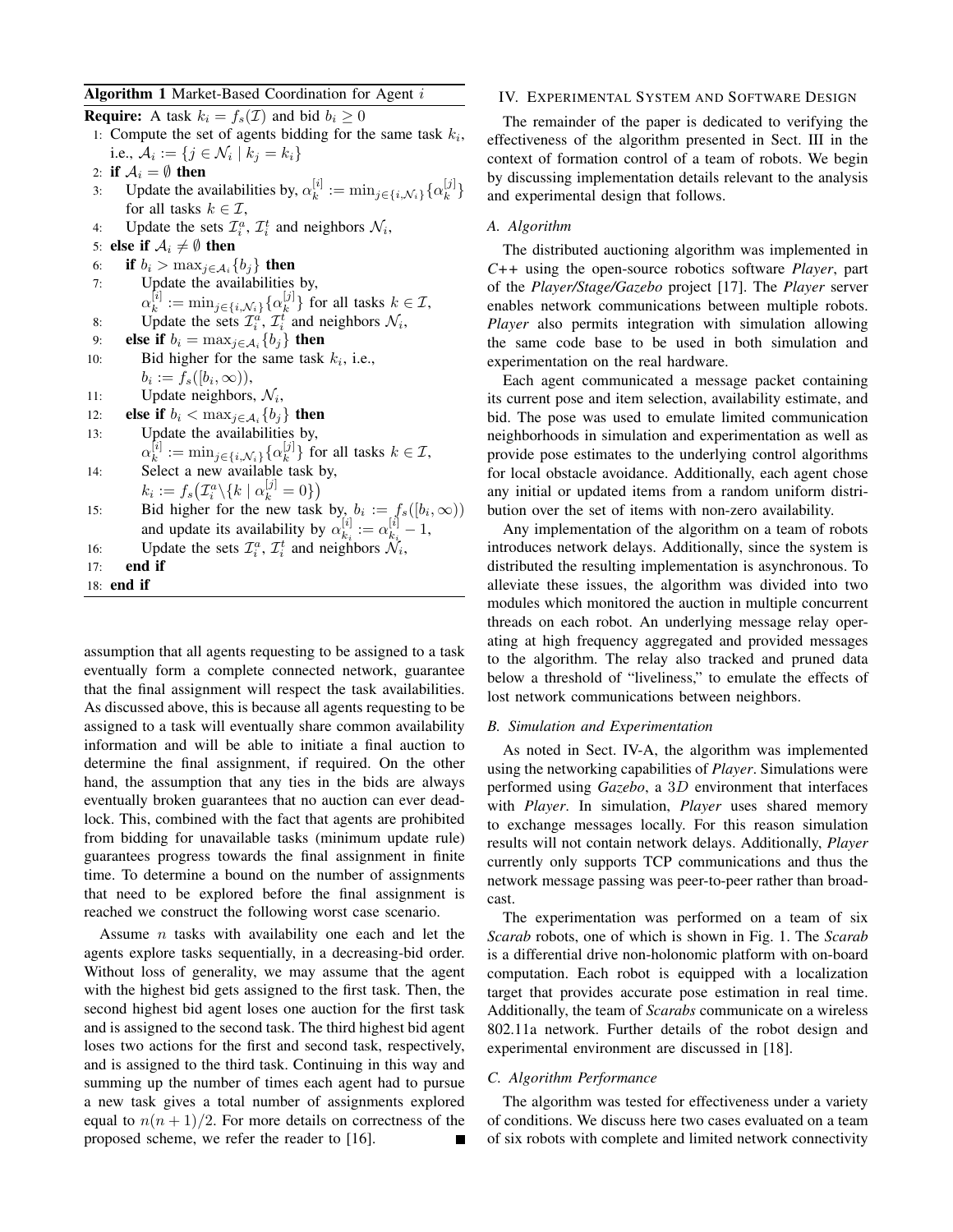**Algorithm 1** Market-Based Coordination for Agent $i$

**Require:** A task $k_i = f_s(\mathcal{I})$ and bid $b_i \geq 0$

1: Compute the set of agents bidding for the same task $k_i$, i.e., $\mathcal{A}_i := \{j \in \mathcal{N}_i \mid k_j = k_i\}$
2: **if** $\mathcal{A}_i = \emptyset$ **then**
3: Update the availabilities by, $\alpha_k^{[i]} := \min_{j \in \{i, \mathcal{N}_i\}} \{\alpha_k^{[j]}\}$ for all tasks $k \in \mathcal{I}$,
4: Update the sets $\mathcal{I}_i^a$, $\mathcal{I}_i^t$ and neighbors $\mathcal{N}_i$,
5: **else if** $\mathcal{A}_i \neq \emptyset$ **then**
6: **if** $b_i > \max_{j \in \mathcal{A}_i} \{b_j\}$ **then**
7: Update the availabilities by, $\alpha_k^{[i]} := \min_{j \in \{i, \mathcal{N}_i\}} \{\alpha_k^{[j]}\}$ for all tasks $k \in \mathcal{I}$,
8: Update the sets $\mathcal{I}_i^a$, $\mathcal{I}_i^t$ and neighbors $\mathcal{N}_i$,
9: **else if** $b_i = \max_{j \in \mathcal{A}_i} \{b_j\}$ **then**
10: Bid higher for the same task $k_i$, i.e., $b_i := f_s([b_i, \infty))$,
11: Update neighbors, $\mathcal{N}_i$,
12: **else if** $b_i < \max_{j \in \mathcal{A}_i} \{b_j\}$ **then**
13: Update the availabilities by, $\alpha_k^{[i]} := \min_{j \in \{i, \mathcal{N}_i\}} \{\alpha_k^{[j]}\}$ for all tasks $k \in \mathcal{I}$,
14: Select a new available task by, $k_i := f_s\big(\mathcal{I}_i^a \backslash \{k \mid \alpha_k^{[j]} = 0\}\big)$
15: Bid higher for the new task by, $b_i := f_s([b_i, \infty))$ and update its availability by $\alpha_{k_i}^{[i]} := \alpha_{k_i}^{[i]} - 1$,
16: Update the sets $\mathcal{I}_i^a$, $\mathcal{I}_i^t$ and neighbors $\mathcal{N}_i$,
17: **end if**
18: **end if**

assumption that all agents requesting to be assigned to a task eventually form a complete connected network, guarantee that the final assignment will respect the task availabilities. As discussed above, this is because all agents requesting to be assigned to a task will eventually share common availability information and will be able to initiate a final auction to determine the final assignment, if required. On the other hand, the assumption that any ties in the bids are always eventually broken guarantees that no auction can ever deadlock. This, combined with the fact that agents are prohibited from bidding for unavailable tasks (minimum update rule) guarantees progress towards the final assignment in finite time. To determine a bound on the number of assignments that need to be explored before the final assignment is reached we construct the following worst case scenario.

Assume $n$ tasks with availability one each and let the agents explore tasks sequentially, in a decreasing-bid order. Without loss of generality, we may assume that the agent with the highest bid gets assigned to the first task. Then, the second highest bid agent loses one auction for the first task and is assigned to the second task. The third highest bid agent loses two actions for the first and second task, respectively, and is assigned to the third task. Continuing in this way and summing up the number of times each agent had to pursue a new task gives a total number of assignments explored equal to $n(n+1)/2$. For more details on correctness of the proposed scheme, we refer the reader to [16]. ∎

## IV. Experimental System and Software Design

The remainder of the paper is dedicated to verifying the effectiveness of the algorithm presented in Sect. III in the context of formation control of a team of robots. We begin by discussing implementation details relevant to the analysis and experimental design that follows.

### A. Algorithm

The distributed auctioning algorithm was implemented in *C++* using the open-source robotics software *Player*, part of the *Player/Stage/Gazebo* project [17]. The *Player* server enables network communications between multiple robots. *Player* also permits integration with simulation allowing the same code base to be used in both simulation and experimentation on the real hardware.

Each agent communicated a message packet containing its current pose and item selection, availability estimate, and bid. The pose was used to emulate limited communication neighborhoods in simulation and experimentation as well as provide pose estimates to the underlying control algorithms for local obstacle avoidance. Additionally, each agent chose any initial or updated items from a random uniform distribution over the set of items with non-zero availability.

Any implementation of the algorithm on a team of robots introduces network delays. Additionally, since the system is distributed the resulting implementation is asynchronous. To alleviate these issues, the algorithm was divided into two modules which monitored the auction in multiple concurrent threads on each robot. An underlying message relay operating at high frequency aggregated and provided messages to the algorithm. The relay also tracked and pruned data below a threshold of "liveliness," to emulate the effects of lost network communications between neighbors.

### B. Simulation and Experimentation

As noted in Sect. IV-A, the algorithm was implemented using the networking capabilities of *Player*. Simulations were performed using *Gazebo*, a $3D$ environment that interfaces with *Player*. In simulation, *Player* uses shared memory to exchange messages locally. For this reason simulation results will not contain network delays. Additionally, *Player* currently only supports TCP communications and thus the network message passing was peer-to-peer rather than broadcast.

The experimentation was performed on a team of six *Scarab* robots, one of which is shown in Fig. 1. The *Scarab* is a differential drive non-holonomic platform with on-board computation. Each robot is equipped with a localization target that provides accurate pose estimation in real time. Additionally, the team of *Scarabs* communicate on a wireless 802.11a network. Further details of the robot design and experimental environment are discussed in [18].

### C. Algorithm Performance

The algorithm was tested for effectiveness under a variety of conditions. We discuss here two cases evaluated on a team of six robots with complete and limited network connectivity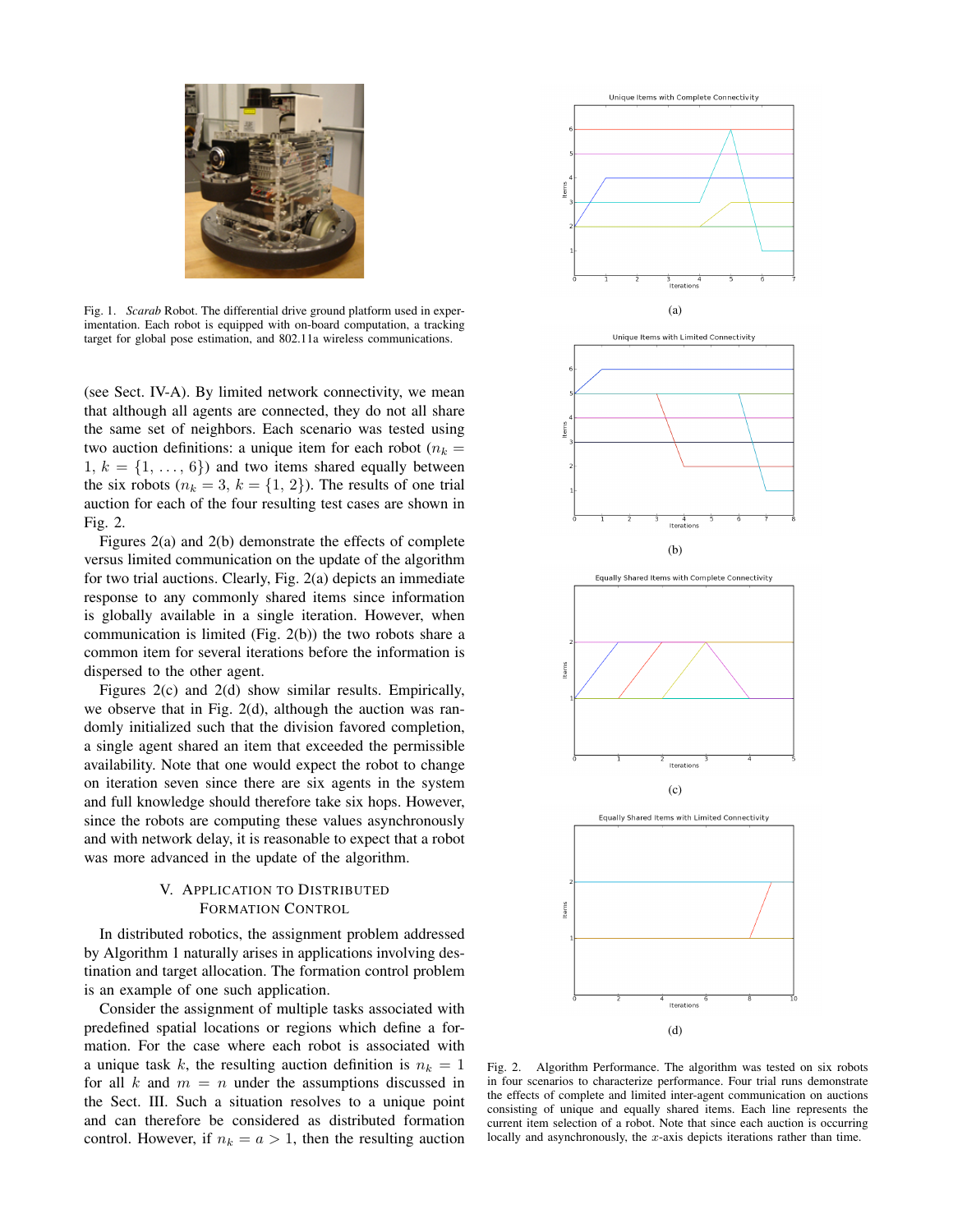Fig. 1. *Scarab* Robot. The differential drive ground platform used in experimentation. Each robot is equipped with on-board computation, a tracking target for global pose estimation, and 802.11a wireless communications.

(see Sect. IV-A). By limited network connectivity, we mean that although all agents are connected, they do not all share the same set of neighbors. Each scenario was tested using two auction definitions: a unique item for each robot ($n_k = 1$, $k = \{1, \ldots, 6\}$) and two items shared equally between the six robots ($n_k = 3$, $k = \{1, 2\}$). The results of one trial auction for each of the four resulting test cases are shown in Fig. 2.

Figures 2(a) and 2(b) demonstrate the effects of complete versus limited communication on the update of the algorithm for two trial auctions. Clearly, Fig. 2(a) depicts an immediate response to any commonly shared items since information is globally available in a single iteration. However, when communication is limited (Fig. 2(b)) the two robots share a common item for several iterations before the information is dispersed to the other agent.

Figures 2(c) and 2(d) show similar results. Empirically, we observe that in Fig. 2(d), although the auction was randomly initialized such that the division favored completion, a single agent shared an item that exceeded the permissible availability. Note that one would expect the robot to change on iteration seven since there are six agents in the system and full knowledge should therefore take six hops. However, since the robots are computing these values asynchronously and with network delay, it is reasonable to expect that a robot was more advanced in the update of the algorithm.

## V. Application to Distributed Formation Control

In distributed robotics, the assignment problem addressed by Algorithm 1 naturally arises in applications involving destination and target allocation. The formation control problem is an example of one such application.

Consider the assignment of multiple tasks associated with predefined spatial locations or regions which define a formation. For the case where each robot is associated with a unique task $k$, the resulting auction definition is $n_k = 1$ for all $k$ and $m = n$ under the assumptions discussed in the Sect. III. Such a situation resolves to a unique point and can therefore be considered as distributed formation control. However, if $n_k = a > 1$, then the resulting auction

(a)

(b)

(c)

(d)

Fig. 2. Algorithm Performance. The algorithm was tested on six robots in four scenarios to characterize performance. Four trial runs demonstrate the effects of complete and limited inter-agent communication on auctions consisting of unique and equally shared items. Each line represents the current item selection of a robot. Note that since each auction is occurring locally and asynchronously, the $x$-axis depicts iterations rather than time.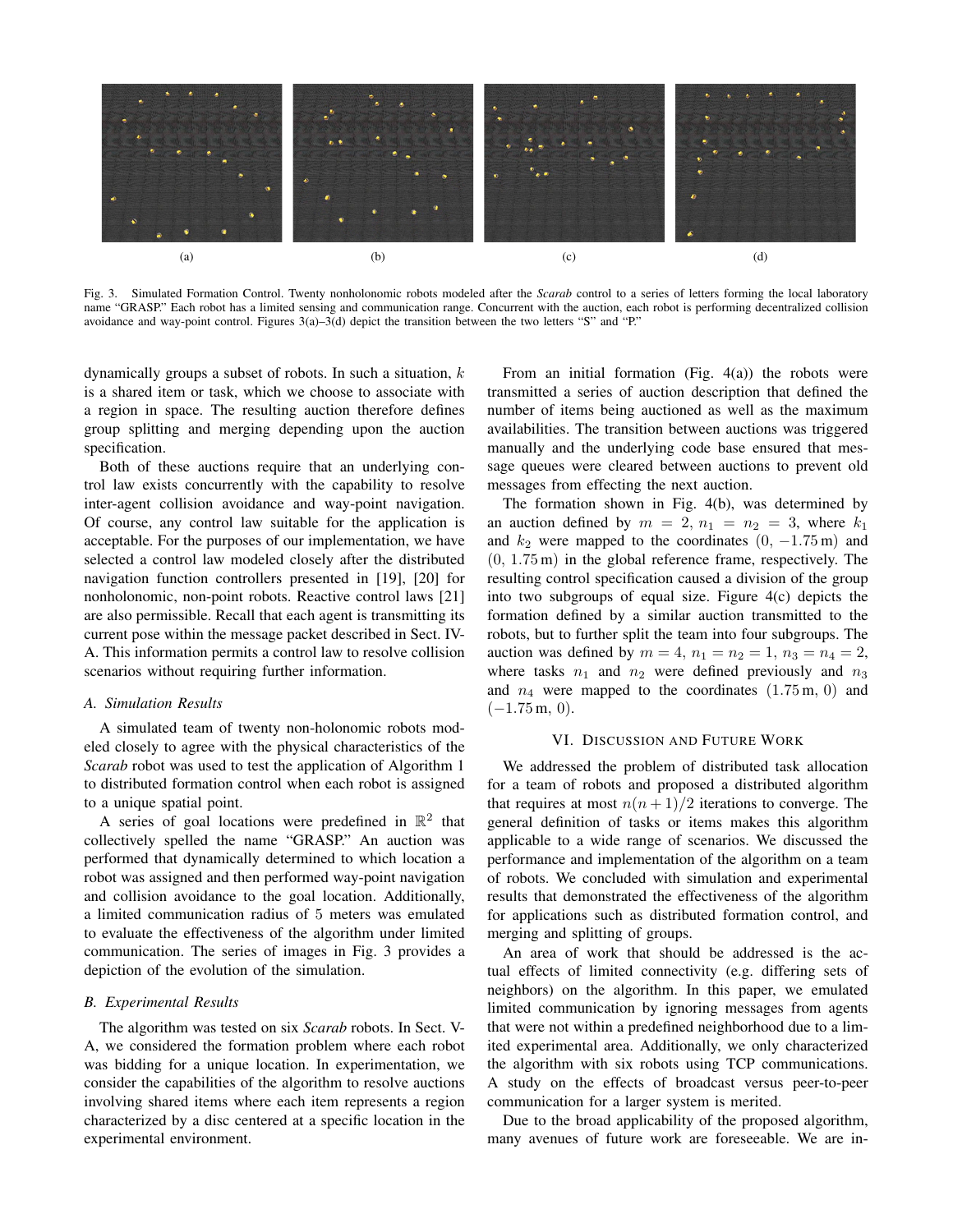(a) (b) (c) (d)

Fig. 3. Simulated Formation Control. Twenty nonholonomic robots modeled after the *Scarab* control to a series of letters forming the local laboratory name "GRASP." Each robot has a limited sensing and communication range. Concurrent with the auction, each robot is performing decentralized collision avoidance and way-point control. Figures 3(a)–3(d) depict the transition between the two letters "S" and "P."

dynamically groups a subset of robots. In such a situation, $k$ is a shared item or task, which we choose to associate with a region in space. The resulting auction therefore defines group splitting and merging depending upon the auction specification.

Both of these auctions require that an underlying control law exists concurrently with the capability to resolve inter-agent collision avoidance and way-point navigation. Of course, any control law suitable for the application is acceptable. For the purposes of our implementation, we have selected a control law modeled closely after the distributed navigation function controllers presented in [19], [20] for nonholonomic, non-point robots. Reactive control laws [21] are also permissible. Recall that each agent is transmitting its current pose within the message packet described in Sect. IV-A. This information permits a control law to resolve collision scenarios without requiring further information.

### A. Simulation Results

A simulated team of twenty non-holonomic robots modeled closely to agree with the physical characteristics of the *Scarab* robot was used to test the application of Algorithm 1 to distributed formation control when each robot is assigned to a unique spatial point.

A series of goal locations were predefined in $\mathbb{R}^2$ that collectively spelled the name "GRASP." An auction was performed that dynamically determined to which location a robot was assigned and then performed way-point navigation and collision avoidance to the goal location. Additionally, a limited communication radius of 5 meters was emulated to evaluate the effectiveness of the algorithm under limited communication. The series of images in Fig. 3 provides a depiction of the evolution of the simulation.

### B. Experimental Results

The algorithm was tested on six *Scarab* robots. In Sect. V-A, we considered the formation problem where each robot was bidding for a unique location. In experimentation, we consider the capabilities of the algorithm to resolve auctions involving shared items where each item represents a region characterized by a disc centered at a specific location in the experimental environment.

From an initial formation (Fig. 4(a)) the robots were transmitted a series of auction description that defined the number of items being auctioned as well as the maximum availabilities. The transition between auctions was triggered manually and the underlying code base ensured that message queues were cleared between auctions to prevent old messages from effecting the next auction.

The formation shown in Fig. 4(b), was determined by an auction defined by $m = 2$, $n_1 = n_2 = 3$, where $k_1$ and $k_2$ were mapped to the coordinates $(0, -1.75\,\mathrm{m})$ and $(0, 1.75\,\mathrm{m})$ in the global reference frame, respectively. The resulting control specification caused a division of the group into two subgroups of equal size. Figure 4(c) depicts the formation defined by a similar auction transmitted to the robots, but to further split the team into four subgroups. The auction was defined by $m = 4$, $n_1 = n_2 = 1$, $n_3 = n_4 = 2$, where tasks $n_1$ and $n_2$ were defined previously and $n_3$ and $n_4$ were mapped to the coordinates $(1.75\,\mathrm{m}, 0)$ and $(-1.75\,\mathrm{m}, 0)$.

## VI. Discussion and Future Work

We addressed the problem of distributed task allocation for a team of robots and proposed a distributed algorithm that requires at most $n(n+1)/2$ iterations to converge. The general definition of tasks or items makes this algorithm applicable to a wide range of scenarios. We discussed the performance and implementation of the algorithm on a team of robots. We concluded with simulation and experimental results that demonstrated the effectiveness of the algorithm for applications such as distributed formation control, and merging and splitting of groups.

An area of work that should be addressed is the actual effects of limited connectivity (e.g. differing sets of neighbors) on the algorithm. In this paper, we emulated limited communication by ignoring messages from agents that were not within a predefined neighborhood due to a limited experimental area. Additionally, we only characterized the algorithm with six robots using TCP communications. A study on the effects of broadcast versus peer-to-peer communication for a larger system is merited.

Due to the broad applicability of the proposed algorithm, many avenues of future work are foreseeable. We are in-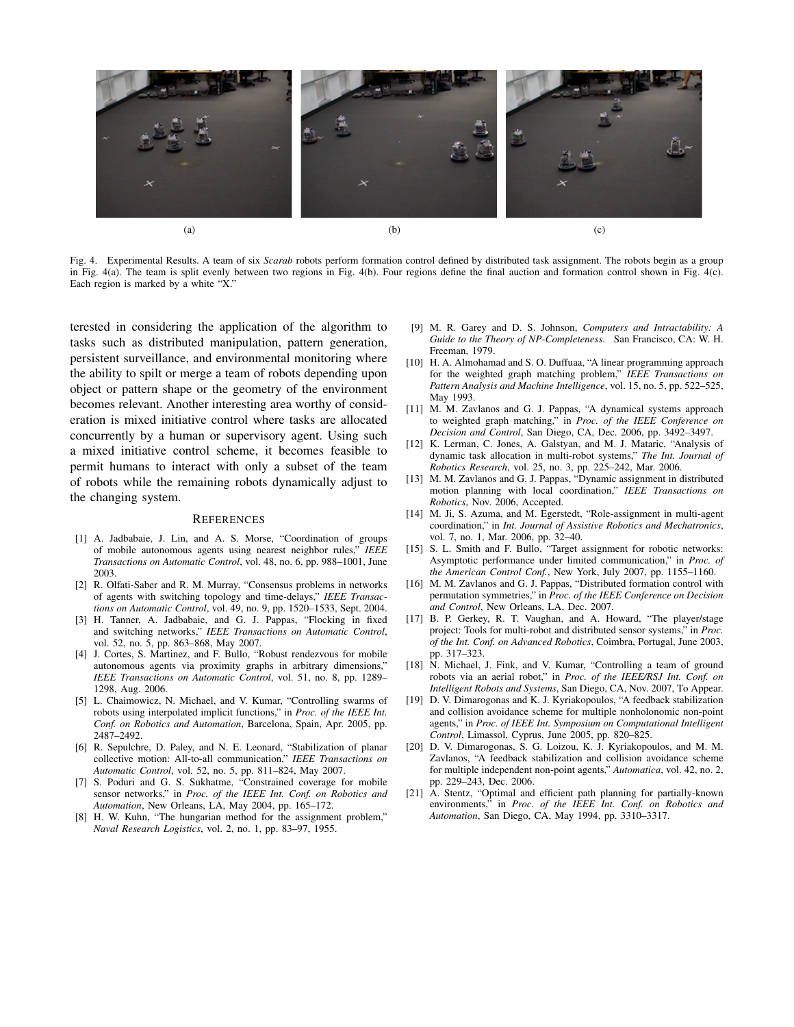(a) (b) (c)

Fig. 4. Experimental Results. A team of six *Scarab* robots perform formation control defined by distributed task assignment. The robots begin as a group in Fig. 4(a). The team is split evenly between two regions in Fig. 4(b). Four regions define the final auction and formation control shown in Fig. 4(c). Each region is marked by a white "X."

terested in considering the application of the algorithm to tasks such as distributed manipulation, pattern generation, persistent surveillance, and environmental monitoring where the ability to spilt or merge a team of robots depending upon object or pattern shape or the geometry of the environment becomes relevant. Another interesting area worthy of consideration is mixed initiative control where tasks are allocated concurrently by a human or supervisory agent. Using such a mixed initiative control scheme, it becomes feasible to permit humans to interact with only a subset of the team of robots while the remaining robots dynamically adjust to the changing system.

## References

[1] A. Jadbabaie, J. Lin, and A. S. Morse, "Coordination of groups of mobile autonomous agents using nearest neighbor rules," *IEEE Transactions on Automatic Control*, vol. 48, no. 6, pp. 988–1001, June 2003.

[2] R. Olfati-Saber and R. M. Murray, "Consensus problems in networks of agents with switching topology and time-delays," *IEEE Transactions on Automatic Control*, vol. 49, no. 9, pp. 1520–1533, Sept. 2004.

[3] H. Tanner, A. Jadbabaie, and G. J. Pappas, "Flocking in fixed and switching networks," *IEEE Transactions on Automatic Control*, vol. 52, no. 5, pp. 863–868, May 2007.

[4] J. Cortes, S. Martinez, and F. Bullo, "Robust rendezvous for mobile autonomous agents via proximity graphs in arbitrary dimensions," *IEEE Transactions on Automatic Control*, vol. 51, no. 8, pp. 1289–1298, Aug. 2006.

[5] L. Chaimowicz, N. Michael, and V. Kumar, "Controlling swarms of robots using interpolated implicit functions," in *Proc. of the IEEE Int. Conf. on Robotics and Automation*, Barcelona, Spain, Apr. 2005, pp. 2487–2492.

[6] R. Sepulchre, D. Paley, and N. E. Leonard, "Stabilization of planar collective motion: All-to-all communication," *IEEE Transactions on Automatic Control*, vol. 52, no. 5, pp. 811–824, May 2007.

[7] S. Poduri and G. S. Sukhatme, "Constrained coverage for mobile sensor networks," in *Proc. of the IEEE Int. Conf. on Robotics and Automation*, New Orleans, LA, May 2004, pp. 165–172.

[8] H. W. Kuhn, "The hungarian method for the assignment problem," *Naval Research Logistics*, vol. 2, no. 1, pp. 83–97, 1955.

[9] M. R. Garey and D. S. Johnson, *Computers and Intractability: A Guide to the Theory of NP-Completeness*. San Francisco, CA: W. H. Freeman, 1979.

[10] H. A. Almohamad and S. O. Duffuaa, "A linear programming approach for the weighted graph matching problem," *IEEE Transactions on Pattern Analysis and Machine Intelligence*, vol. 15, no. 5, pp. 522–525, May 1993.

[11] M. M. Zavlanos and G. J. Pappas, "A dynamical systems approach to weighted graph matching," in *Proc. of the IEEE Conference on Decision and Control*, San Diego, CA, Dec. 2006, pp. 3492–3497.

[12] K. Lerman, C. Jones, A. Galstyan, and M. J. Mataric, "Analysis of dynamic task allocation in multi-robot systems," *The Int. Journal of Robotics Research*, vol. 25, no. 3, pp. 225–242, Mar. 2006.

[13] M. M. Zavlanos and G. J. Pappas, "Dynamic assignment in distributed motion planning with local coordination," *IEEE Transactions on Robotics*, Nov. 2006, Accepted.

[14] M. Ji, S. Azuma, and M. Egerstedt, "Role-assignment in multi-agent coordination," in *Int. Journal of Assistive Robotics and Mechatronics*, vol. 7, no. 1, Mar. 2006, pp. 32–40.

[15] S. L. Smith and F. Bullo, "Target assignment for robotic networks: Asymptotic performance under limited communication," in *Proc. of the American Control Conf.*, New York, July 2007, pp. 1155–1160.

[16] M. M. Zavlanos and G. J. Pappas, "Distributed formation control with permutation symmetries," in *Proc. of the IEEE Conference on Decision and Control*, New Orleans, LA, Dec. 2007.

[17] B. P. Gerkey, R. T. Vaughan, and A. Howard, "The player/stage project: Tools for multi-robot and distributed sensor systems," in *Proc. of the Int. Conf. on Advanced Robotics*, Coimbra, Portugal, June 2003, pp. 317–323.

[18] N. Michael, J. Fink, and V. Kumar, "Controlling a team of ground robots via an aerial robot," in *Proc. of the IEEE/RSJ Int. Conf. on Intelligent Robots and Systems*, San Diego, CA, Nov. 2007, To Appear.

[19] D. V. Dimarogonas and K. J. Kyriakopoulos, "A feedback stabilization and collision avoidance scheme for multiple nonholonomic non-point agents," in *Proc. of IEEE Int. Symposium on Computational Intelligent Control*, Limassol, Cyprus, June 2005, pp. 820–825.

[20] D. V. Dimarogonas, S. G. Loizou, K. J. Kyriakopoulos, and M. M. Zavlanos, "A feedback stabilization and collision avoidance scheme for multiple independent non-point agents," *Automatica*, vol. 42, no. 2, pp. 229–243, Dec. 2006.

[21] A. Stentz, "Optimal and efficient path planning for partially-known environments," in *Proc. of the IEEE Int. Conf. on Robotics and Automation*, San Diego, CA, May 1994, pp. 3310–3317.